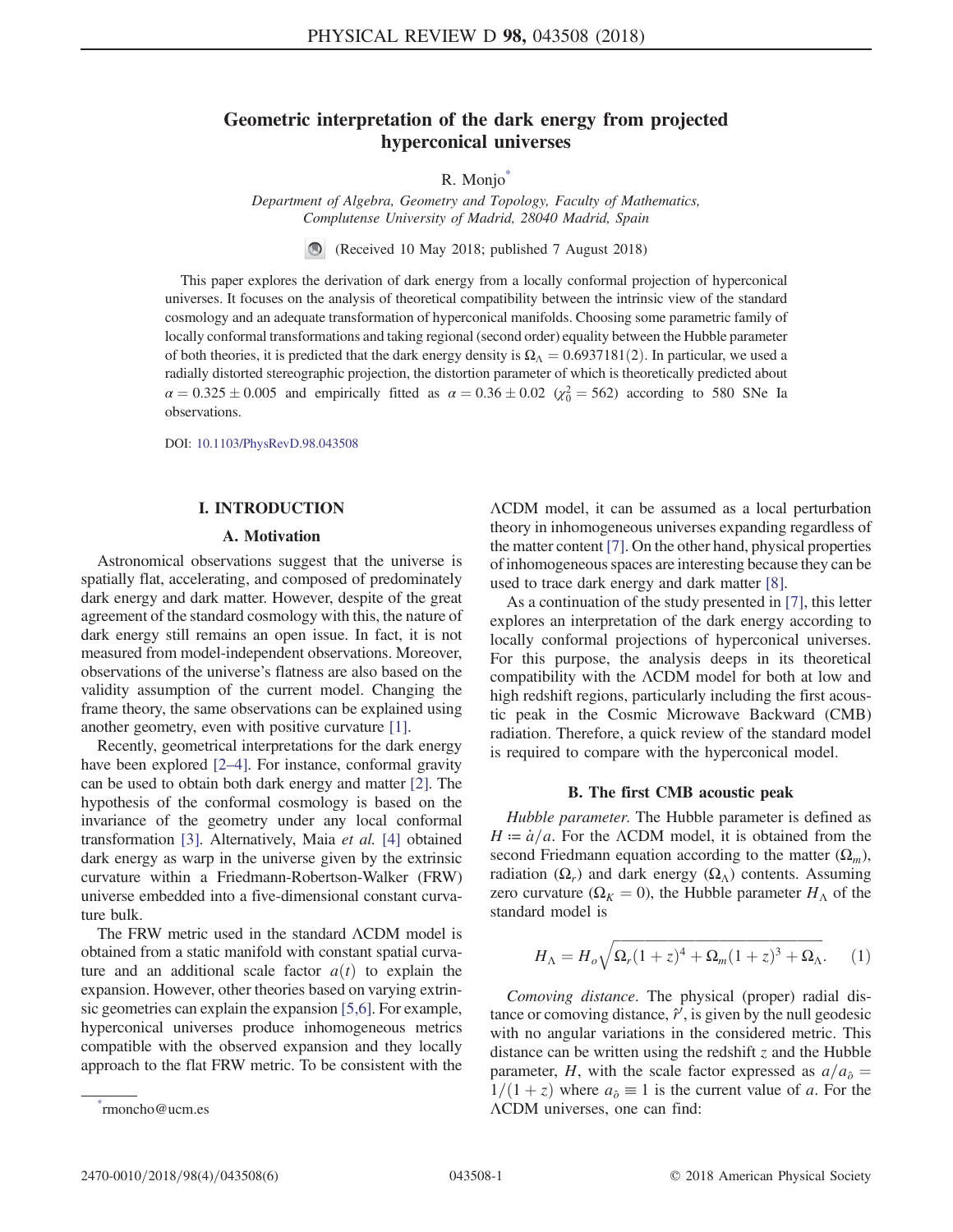# Geometric interpretation of the dark energy from projected hyperconical universes

R. Monjo[*]

*Department of Algebra, Geometry and Topology, Faculty of Mathematics, Complutense University of Madrid, 28040 Madrid, Spain*

(Received 10 May 2018; published 7 August 2018)

This paper explores the derivation of dark energy from a locally conformal projection of hyperconical universes. It focuses on the analysis of theoretical compatibility between the intrinsic view of the standard cosmology and an adequate transformation of hyperconical manifolds. Choosing some parametric family of locally conformal transformations and taking regional (second order) equality between the Hubble parameter of both theories, it is predicted that the dark energy density is $\Omega_\Lambda = 0.6937181(2)$. In particular, we used a radially distorted stereographic projection, the distortion parameter of which is theoretically predicted about $\alpha = 0.325 \pm 0.005$ and empirically fitted as $\alpha = 0.36 \pm 0.02$ ($\chi_0^2 = 562$) according to 580 SNe Ia observations.

DOI: 10.1103/PhysRevD.98.043508

## I. INTRODUCTION

### A. Motivation

Astronomical observations suggest that the universe is spatially flat, accelerating, and composed of predominately dark energy and dark matter. However, despite of the great agreement of the standard cosmology with this, the nature of dark energy still remains an open issue. In fact, it is not measured from model-independent observations. Moreover, observations of the universe's flatness are also based on the validity assumption of the current model. Changing the frame theory, the same observations can be explained using another geometry, even with positive curvature [1].

Recently, geometrical interpretations for the dark energy have been explored [2–4]. For instance, conformal gravity can be used to obtain both dark energy and matter [2]. The hypothesis of the conformal cosmology is based on the invariance of the geometry under any local conformal transformation [3]. Alternatively, Maia *et al.* [4] obtained dark energy as warp in the universe given by the extrinsic curvature within a Friedmann-Robertson-Walker (FRW) universe embedded into a five-dimensional constant curvature bulk.

The FRW metric used in the standard ΛCDM model is obtained from a static manifold with constant spatial curvature and an additional scale factor $a(t)$ to explain the expansion. However, other theories based on varying extrinsic geometries can explain the expansion [5,6]. For example, hyperconical universes produce inhomogeneous metrics compatible with the observed expansion and they locally approach to the flat FRW metric. To be consistent with the ΛCDM model, it can be assumed as a local perturbation theory in inhomogeneous universes expanding regardless of the matter content [7]. On the other hand, physical properties of inhomogeneous spaces are interesting because they can be used to trace dark energy and dark matter [8].

As a continuation of the study presented in [7], this letter explores an interpretation of the dark energy according to locally conformal projections of hyperconical universes. For this purpose, the analysis deeps in its theoretical compatibility with the ΛCDM model for both at low and high redshift regions, particularly including the first acoustic peak in the Cosmic Microwave Backward (CMB) radiation. Therefore, a quick review of the standard model is required to compare with the hyperconical model.

### B. The first CMB acoustic peak

*Hubble parameter.* The Hubble parameter is defined as $H := \dot{a}/a$. For the ΛCDM model, it is obtained from the second Friedmann equation according to the matter ($\Omega_m$), radiation ($\Omega_r$) and dark energy ($\Omega_\Lambda$) contents. Assuming zero curvature ($\Omega_K = 0$), the Hubble parameter $H_\Lambda$ of the standard model is

$$H_\Lambda = H_o\sqrt{\Omega_r(1+z)^4 + \Omega_m(1+z)^3 + \Omega_\Lambda}. \quad (1)$$

*Comoving distance.* The physical (proper) radial distance or comoving distance, $\hat{r}'$, is given by the null geodesic with no angular variations in the considered metric. This distance can be written using the redshift $z$ and the Hubble parameter, $H$, with the scale factor expressed as $a/a_\partial = 1/(1+z)$ where $a_\partial \equiv 1$ is the current value of $a$. For the ΛCDM universes, one can find:

[*] rmoncho@ucm.es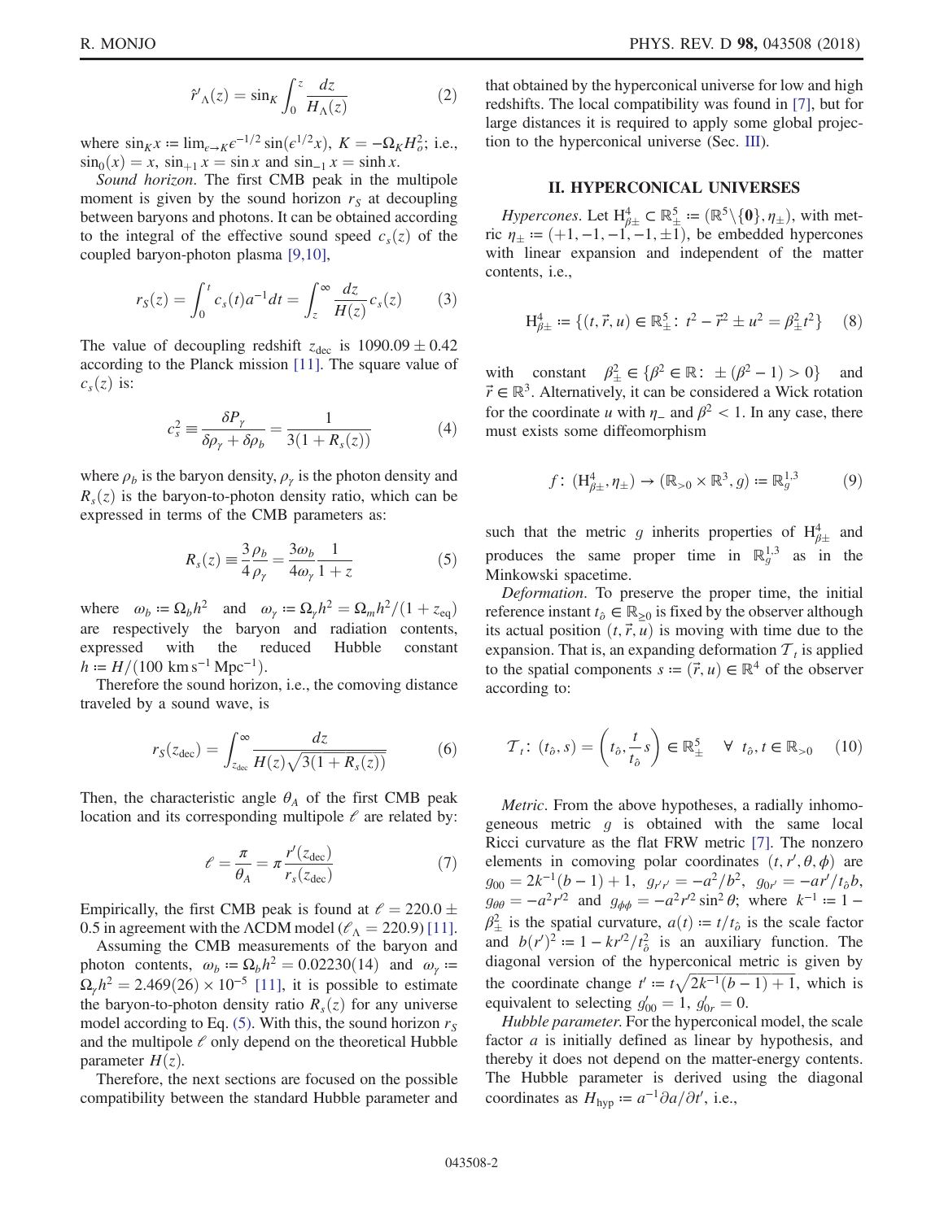$$\hat{r}'_\Lambda(z) = \sin_K \int_0^z \frac{dz}{H_\Lambda(z)} \tag{2}$$

where $\sin_K x := \lim_{\epsilon\to K} \epsilon^{-1/2} \sin(\epsilon^{1/2} x)$, $K = -\Omega_K H_o^2$; i.e., $\sin_0(x) = x$, $\sin_{+1} x = \sin x$ and $\sin_{-1} x = \sinh x$.

*Sound horizon*. The first CMB peak in the multipole moment is given by the sound horizon $r_S$ at decoupling between baryons and photons. It can be obtained according to the integral of the effective sound speed $c_s(z)$ of the coupled baryon-photon plasma [9,10],

$$r_S(z) = \int_0^t c_s(t) a^{-1} dt = \int_z^\infty \frac{dz}{H(z)} c_s(z) \tag{3}$$

The value of decoupling redshift $z_{\rm dec}$ is $1090.09 \pm 0.42$ according to the Planck mission [11]. The square value of $c_s(z)$ is:

$$c_s^2 \equiv \frac{\delta P_\gamma}{\delta\rho_\gamma + \delta\rho_b} = \frac{1}{3(1 + R_s(z))} \tag{4}$$

where $\rho_b$ is the baryon density, $\rho_\gamma$ is the photon density and $R_s(z)$ is the baryon-to-photon density ratio, which can be expressed in terms of the CMB parameters as:

$$R_s(z) \equiv \frac{3}{4}\frac{\rho_b}{\rho_\gamma} = \frac{3\omega_b}{4\omega_\gamma} \frac{1}{1+z} \tag{5}$$

where $\omega_b := \Omega_b h^2$ and $\omega_\gamma := \Omega_\gamma h^2 = \Omega_m h^2/(1 + z_{\rm eq})$ are respectively the baryon and radiation contents, expressed with the reduced Hubble constant $h := H/(100\ {\rm km\,s^{-1}\,Mpc^{-1}})$.

Therefore the sound horizon, i.e., the comoving distance traveled by a sound wave, is

$$r_S(z_{\rm dec}) = \int_{z_{\rm dec}}^\infty \frac{dz}{H(z)\sqrt{3(1 + R_s(z))}} \tag{6}$$

Then, the characteristic angle $\theta_A$ of the first CMB peak location and its corresponding multipole $\ell$ are related by:

$$\ell = \frac{\pi}{\theta_A} = \pi \frac{r'(z_{\rm dec})}{r_s(z_{\rm dec})} \tag{7}$$

Empirically, the first CMB peak is found at $\ell = 220.0 \pm 0.5$ in agreement with the ΛCDM model ($\ell_\Lambda = 220.9$) [11].

Assuming the CMB measurements of the baryon and photon contents, $\omega_b := \Omega_b h^2 = 0.02230(14)$ and $\omega_\gamma := \Omega_\gamma h^2 = 2.469(26) \times 10^{-5}$ [11], it is possible to estimate the baryon-to-photon density ratio $R_s(z)$ for any universe model according to Eq. (5). With this, the sound horizon $r_S$ and the multipole $\ell$ only depend on the theoretical Hubble parameter $H(z)$.

Therefore, the next sections are focused on the possible compatibility between the standard Hubble parameter and that obtained by the hyperconical universe for low and high redshifts. The local compatibility was found in [7], but for large distances it is required to apply some global projection to the hyperconical universe (Sec. III).

## II. HYPERCONICAL UNIVERSES

*Hypercones*. Let $\mathrm{H}^4_{\beta\pm} \subset \mathbb{R}^5_\pm := (\mathbb{R}^5\backslash\{\mathbf{0}\}, \eta_\pm)$, with metric $\eta_\pm := (+1, -1, -1, -1, \pm 1)$, be embedded hypercones with linear expansion and independent of the matter contents, i.e.,

$$\mathrm{H}^4_{\beta\pm} := \{(t, \vec{r}, u) \in \mathbb{R}^5_\pm :\ t^2 - \vec{r}^2 \pm u^2 = \beta^2_\pm t^2\} \tag{8}$$

with constant $\beta^2_\pm \in \{\beta^2 \in \mathbb{R} :\ \pm(\beta^2 - 1) > 0\}$ and $\vec{r} \in \mathbb{R}^3$. Alternatively, it can be considered a Wick rotation for the coordinate $u$ with $\eta_-$ and $\beta^2 < 1$. In any case, there must exists some diffeomorphism

$$f\colon (\mathrm{H}^4_{\beta\pm}, \eta_\pm) \to (\mathbb{R}_{>0} \times \mathbb{R}^3, g) := \mathbb{R}^{1,3}_g \tag{9}$$

such that the metric $g$ inherits properties of $\mathrm{H}^4_{\beta\pm}$ and produces the same proper time in $\mathbb{R}^{1,3}_g$ as in the Minkowski spacetime.

*Deformation*. To preserve the proper time, the initial reference instant $t_{\hat{o}} \in \mathbb{R}_{\geq 0}$ is fixed by the observer although its actual position $(t, \vec{r}, u)$ is moving with time due to the expansion. That is, an expanding deformation $\mathcal{T}_t$ is applied to the spatial components $s := (\vec{r}, u) \in \mathbb{R}^4$ of the observer according to:

$$\mathcal{T}_t\colon (t_{\hat{o}}, s) = \left(t_{\hat{o}}, \frac{t}{t_{\hat{o}}} s\right) \in \mathbb{R}^5_\pm \quad \forall\ t_{\hat{o}}, t \in \mathbb{R}_{>0} \tag{10}$$

*Metric*. From the above hypotheses, a radially inhomogeneous metric $g$ is obtained with the same local Ricci curvature as the flat FRW metric [7]. The nonzero elements in comoving polar coordinates $(t, r', \theta, \phi)$ are $g_{00} = 2k^{-1}(b-1) + 1$, $g_{r'r'} = -a^2/b^2$, $g_{0r'} = -ar'/t_{\hat{o}} b$, $g_{\theta\theta} = -a^2 r'^2$ and $g_{\phi\phi} = -a^2 r'^2 \sin^2\theta$; where $k^{-1} := 1 - \beta^2_\pm$ is the spatial curvature, $a(t) := t/t_{\hat{o}}$ is the scale factor and $b(r')^2 := 1 - kr'^2/t^2_{\hat{o}}$ is an auxiliary function. The diagonal version of the hyperconical metric is given by the coordinate change $t' := t\sqrt{2k^{-1}(b-1) + 1}$, which is equivalent to selecting $g'_{00} = 1$, $g'_{0r} = 0$.

*Hubble parameter*. For the hyperconical model, the scale factor $a$ is initially defined as linear by hypothesis, and thereby it does not depend on the matter-energy contents. The Hubble parameter is derived using the diagonal coordinates as $H_{\rm hyp} := a^{-1}\partial a/\partial t'$, i.e.,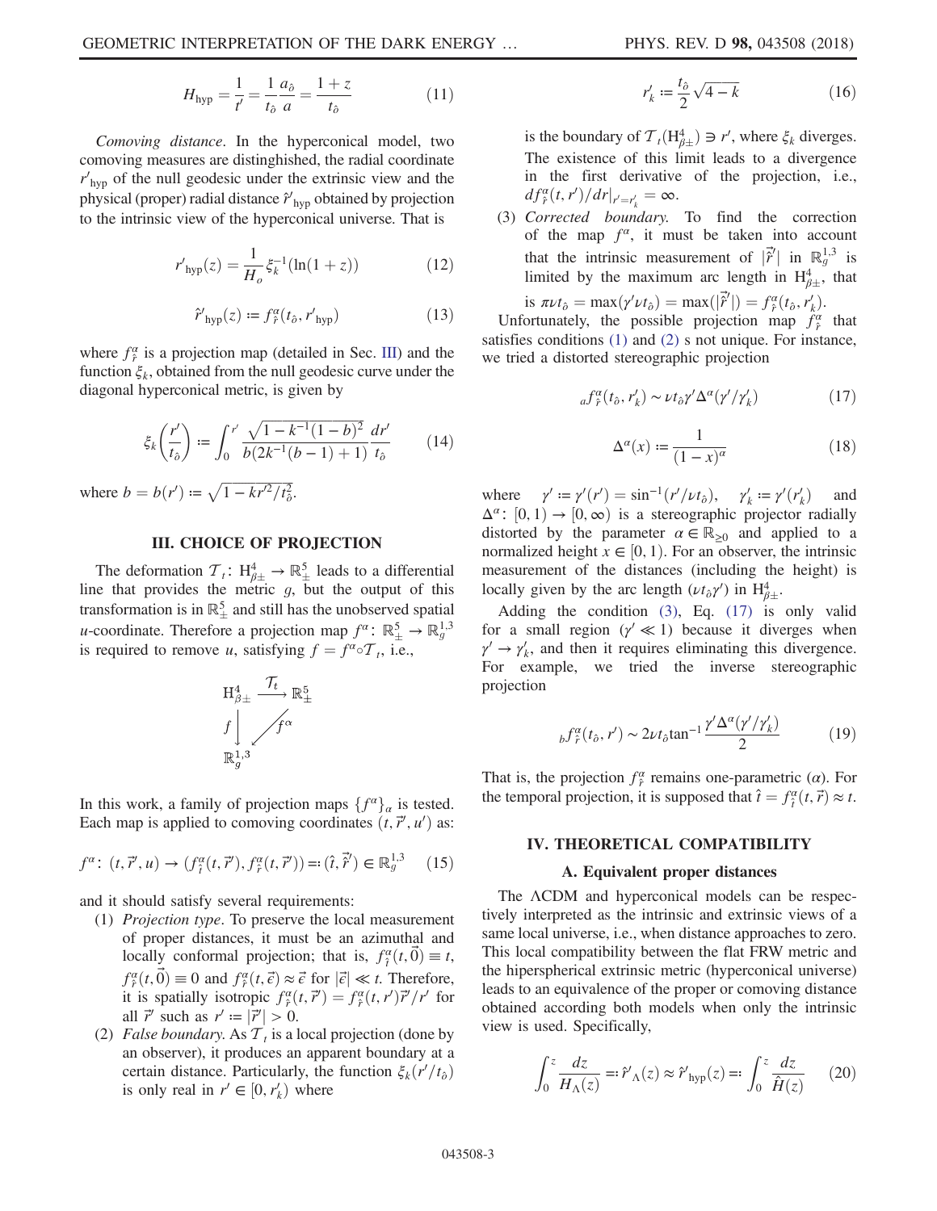$$H_{\rm hyp} = \frac{1}{t'} = \frac{1}{t_{\hat{o}}}\frac{a_{\hat{o}}}{a} = \frac{1+z}{t_{\hat{o}}} \tag{11}$$

*Comoving distance*. In the hyperconical model, two comoving measures are distinguished, the radial coordinate $r'_{\rm hyp}$ of the null geodesic under the extrinsic view and the physical (proper) radial distance $\hat{r}'_{\rm hyp}$ obtained by projection to the intrinsic view of the hyperconical universe. That is

$$r'_{\rm hyp}(z) = \frac{1}{H_o}\xi_k^{-1}(\ln(1+z)) \tag{12}$$

$$\hat{r}'_{\rm hyp}(z) := f_{\hat{r}}^{\alpha}(t_{\hat{o}}, r'_{\rm hyp}) \tag{13}$$

where $f_{\hat{r}}^{\alpha}$ is a projection map (detailed in Sec. III) and the function $\xi_k$, obtained from the null geodesic curve under the diagonal hyperconical metric, is given by

$$\xi_k\left(\frac{r'}{t_{\hat{o}}}\right) := \int_0^{r'} \frac{\sqrt{1-k^{-1}(1-b)^2}}{b(2k^{-1}(b-1)+1)}\frac{dr'}{t_{\hat{o}}} \tag{14}$$

where $b = b(r') := \sqrt{1-kr'^2/t_{\hat{o}}^2}$.

## III. CHOICE OF PROJECTION

The deformation $\mathcal{T}_t$: $\mathrm{H}^4_{\beta\pm} \to \mathbb{R}^5_{\pm}$ leads to a differential line that provides the metric $g$, but the output of this transformation is in $\mathbb{R}^5_{\pm}$ and still has the unobserved spatial $u$-coordinate. Therefore a projection map $f^{\alpha}$: $\mathbb{R}^5_{\pm} \to \mathbb{R}^{1,3}_g$ is required to remove $u$, satisfying $f = f^{\alpha} \circ \mathcal{T}_t$, i.e.,

$$\begin{array}{ccc} \mathrm{H}^4_{\beta\pm} & \xrightarrow{\mathcal{T}_t} & \mathbb{R}^5_{\pm} \\ f \downarrow & \swarrow f^{\alpha} & \\ \mathbb{R}^{1,3}_g & & \end{array}$$

In this work, a family of projection maps $\{f^{\alpha}\}_{\alpha}$ is tested. Each map is applied to comoving coordinates $(t, \vec{r}', u')$ as:

$$f^{\alpha}\colon (t, \vec{r}', u) \to (f_{\hat{t}}^{\alpha}(t, \vec{r}'), f_{\hat{r}}^{\alpha}(t, \vec{r}')) =: (\hat{t}, \vec{\hat{r}}') \in \mathbb{R}^{1,3}_g \tag{15}$$

and it should satisfy several requirements:

(1) *Projection type*. To preserve the local measurement of proper distances, it must be an azimuthal and locally conformal projection; that is, $f_{\hat{t}}^{\alpha}(t, \vec{0}) \equiv t$, $f_{\hat{r}}^{\alpha}(t, \vec{0}) \equiv 0$ and $f_{\hat{r}}^{\alpha}(t, \vec{\epsilon}) \approx \vec{\epsilon}$ for $|\vec{\epsilon}| \ll t$. Therefore, it is spatially isotropic $f_{\hat{r}}^{\alpha}(t, \vec{r}') = f_{\hat{r}}^{\alpha}(t, r')\vec{r}'/r'$ for all $\vec{r}'$ such as $r' := |\vec{r}'| > 0$.

(2) *False boundary*. As $\mathcal{T}_t$ is a local projection (done by an observer), it produces an apparent boundary at a certain distance. Particularly, the function $\xi_k(r'/t_{\hat{o}})$ is only real in $r' \in [0, r'_k)$ where

$$r'_k := \frac{t_{\hat{o}}}{2}\sqrt{4-k} \tag{16}$$

is the boundary of $\mathcal{T}_t(\mathrm{H}^4_{\beta\pm}) \ni r'$, where $\xi_k$ diverges. The existence of this limit leads to a divergence in the first derivative of the projection, i.e., $df_{\hat{r}}^{\alpha}(t, r')/dr|_{r'=r'_k} = \infty$.

(3) *Corrected boundary*. To find the correction of the map $f^{\alpha}$, it must be taken into account that the intrinsic measurement of $|\vec{\hat{r}}'|$ in $\mathbb{R}^{1,3}_g$ is limited by the maximum arc length in $\mathrm{H}^4_{\beta\pm}$, that is $\pi\nu t_{\hat{o}} = \max(\gamma'\nu t_{\hat{o}}) = \max(|\vec{\hat{r}}'|) = f_{\hat{r}}^{\alpha}(t_{\hat{o}}, r'_k)$.

Unfortunately, the possible projection map $f_{\hat{r}}^{\alpha}$ that satisfies conditions (1) and (2) s not unique. For instance, we tried a distorted stereographic projection

$${}_a f_{\hat{r}}^{\alpha}(t_{\hat{o}}, r'_k) \sim \nu t_{\hat{o}}\gamma'\Delta^{\alpha}(\gamma'/\gamma'_k) \tag{17}$$

$$\Delta^{\alpha}(x) := \frac{1}{(1-x)^{\alpha}} \tag{18}$$

where $\gamma' := \gamma'(r') = \sin^{-1}(r'/\nu t_{\hat{o}})$, $\gamma'_k := \gamma'(r'_k)$ and $\Delta^{\alpha}$: $[0,1) \to [0,\infty)$ is a stereographic projector radially distorted by the parameter $\alpha \in \mathbb{R}_{\geq 0}$ and applied to a normalized height $x \in [0,1)$. For an observer, the intrinsic measurement of the distances (including the height) is locally given by the arc length $(\nu t_{\hat{o}}\gamma')$ in $\mathrm{H}^4_{\beta\pm}$.

Adding the condition (3), Eq. (17) is only valid for a small region ($\gamma' \ll 1$) because it diverges when $\gamma' \to \gamma'_k$, and then it requires eliminating this divergence. For example, we tried the inverse stereographic projection

$${}_b f_{\hat{r}}^{\alpha}(t_{\hat{o}}, r') \sim 2\nu t_{\hat{o}}\tan^{-1}\frac{\gamma'\Delta^{\alpha}(\gamma'/\gamma'_k)}{2} \tag{19}$$

That is, the projection $f_{\hat{r}}^{\alpha}$ remains one-parametric ($\alpha$). For the temporal projection, it is supposed that $\hat{t} = f_{\hat{t}}^{\alpha}(t, \vec{r}) \approx t$.

## IV. THEORETICAL COMPATIBILITY

### A. Equivalent proper distances

The ΛCDM and hyperconical models can be respectively interpreted as the intrinsic and extrinsic views of a same local universe, i.e., when distance approaches to zero. This local compatibility between the flat FRW metric and the hiperspherical extrinsic metric (hyperconical universe) leads to an equivalence of the proper or comoving distance obtained according both models when only the intrinsic view is used. Specifically,

$$\int_0^z \frac{dz}{H_{\Lambda}(z)} =: \hat{r}'_{\Lambda}(z) \approx \hat{r}'_{\rm hyp}(z) =: \int_0^z \frac{dz}{\hat{H}(z)} \tag{20}$$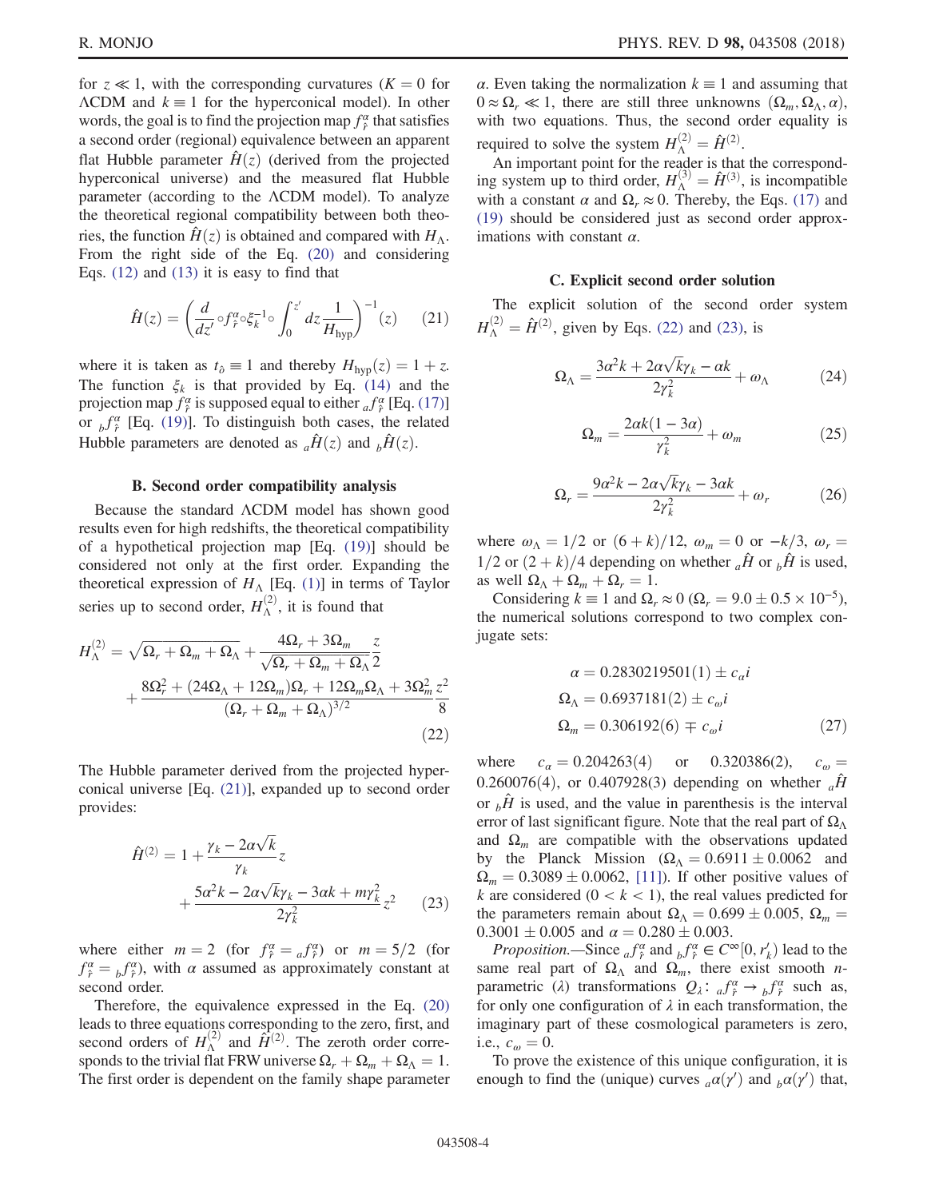for $z \ll 1$, with the corresponding curvatures ($K = 0$ for ΛCDM and $k \equiv 1$ for the hyperconical model). In other words, the goal is to find the projection map $f^{\alpha}_{\hat{r}}$ that satisfies a second order (regional) equivalence between an apparent flat Hubble parameter $\hat{H}(z)$ (derived from the projected hyperconical universe) and the measured flat Hubble parameter (according to the ΛCDM model). To analyze the theoretical regional compatibility between both theories, the function $\hat{H}(z)$ is obtained and compared with $H_\Lambda$. From the right side of the Eq. (20) and considering Eqs. (12) and (13) it is easy to find that

$$\hat{H}(z) = \left(\frac{d}{dz'} \circ f^{\alpha}_{\hat{r}} \circ \xi_k^{-1} \circ \int_0^{z'} dz \frac{1}{H_{\text{hyp}}}\right)^{-1}(z) \tag{21}$$

where it is taken as $t_{\hat{0}} \equiv 1$ and thereby $H_{\text{hyp}}(z) = 1 + z$. The function $\xi_k$ is that provided by Eq. (14) and the projection map $f^{\alpha}_{\hat{r}}$ is supposed equal to either ${}_a f^{\alpha}_{\hat{r}}$ [Eq. (17)] or ${}_b f^{\alpha}_{\hat{r}}$ [Eq. (19)]. To distinguish both cases, the related Hubble parameters are denoted as ${}_a\hat{H}(z)$ and ${}_b\hat{H}(z)$.

### B. Second order compatibility analysis

Because the standard ΛCDM model has shown good results even for high redshifts, the theoretical compatibility of a hypothetical projection map [Eq. (19)] should be considered not only at the first order. Expanding the theoretical expression of $H_\Lambda$ [Eq. (1)] in terms of Taylor series up to second order, $H^{(2)}_\Lambda$, it is found that

$$H^{(2)}_\Lambda = \sqrt{\Omega_r + \Omega_m + \Omega_\Lambda} + \frac{4\Omega_r + 3\Omega_m}{\sqrt{\Omega_r + \Omega_m + \Omega_\Lambda}} \frac{z}{2} + \frac{8\Omega_r^2 + (24\Omega_\Lambda + 12\Omega_m)\Omega_r + 12\Omega_m\Omega_\Lambda + 3\Omega_m^2}{(\Omega_r + \Omega_m + \Omega_\Lambda)^{3/2}} \frac{z^2}{8} \tag{22}$$

The Hubble parameter derived from the projected hyperconical universe [Eq. (21)], expanded up to second order provides:

$$\hat{H}^{(2)} = 1 + \frac{\gamma_k - 2\alpha\sqrt{k}}{\gamma_k} z + \frac{5\alpha^2 k - 2\alpha\sqrt{k}\gamma_k - 3\alpha k + m\gamma_k^2}{2\gamma_k^2} z^2 \tag{23}$$

where either $m = 2$ (for $f^{\alpha}_{\hat{r}} = {}_a f^{\alpha}_{\hat{r}}$) or $m = 5/2$ (for $f^{\alpha}_{\hat{r}} = {}_b f^{\alpha}_{\hat{r}}$), with $\alpha$ assumed as approximately constant at second order.

Therefore, the equivalence expressed in the Eq. (20) leads to three equations corresponding to the zero, first, and second orders of $H^{(2)}_\Lambda$ and $\hat{H}^{(2)}$. The zeroth order corresponds to the trivial flat FRW universe $\Omega_r + \Omega_m + \Omega_\Lambda = 1$. The first order is dependent on the family shape parameter $\alpha$. Even taking the normalization $k \equiv 1$ and assuming that $0 \approx \Omega_r \ll 1$, there are still three unknowns $(\Omega_m, \Omega_\Lambda, \alpha)$, with two equations. Thus, the second order equality is required to solve the system $H^{(2)}_\Lambda = \hat{H}^{(2)}$.

An important point for the reader is that the corresponding system up to third order, $H^{(3)}_\Lambda = \hat{H}^{(3)}$, is incompatible with a constant $\alpha$ and $\Omega_r \approx 0$. Thereby, the Eqs. (17) and (19) should be considered just as second order approximations with constant $\alpha$.

### C. Explicit second order solution

The explicit solution of the second order system $H^{(2)}_\Lambda = \hat{H}^{(2)}$, given by Eqs. (22) and (23), is

$$\Omega_\Lambda = \frac{3\alpha^2 k + 2\alpha\sqrt{k}\gamma_k - \alpha k}{2\gamma_k^2} + \omega_\Lambda \tag{24}$$

$$\Omega_m = \frac{2\alpha k(1 - 3\alpha)}{\gamma_k^2} + \omega_m \tag{25}$$

$$\Omega_r = \frac{9\alpha^2 k - 2\alpha\sqrt{k}\gamma_k - 3\alpha k}{2\gamma_k^2} + \omega_r \tag{26}$$

where $\omega_\Lambda = 1/2$ or $(6 + k)/12$, $\omega_m = 0$ or $-k/3$, $\omega_r = 1/2$ or $(2 + k)/4$ depending on whether ${}_a\hat{H}$ or ${}_b\hat{H}$ is used, as well $\Omega_\Lambda + \Omega_m + \Omega_r = 1$.

Considering $k \equiv 1$ and $\Omega_r \approx 0$ ($\Omega_r = 9.0 \pm 0.5 \times 10^{-5}$), the numerical solutions correspond to two complex conjugate sets:

$$\begin{aligned} \alpha &= 0.2830219501(1) \pm c_\alpha i \\ \Omega_\Lambda &= 0.6937181(2) \pm c_\omega i \\ \Omega_m &= 0.306192(6) \mp c_\omega i \end{aligned} \tag{27}$$

where $c_\alpha = 0.204263(4)$ or $0.320386(2)$, $c_\omega = 0.260076(4)$, or $0.407928(3)$ depending on whether ${}_a\hat{H}$ or ${}_b\hat{H}$ is used, and the value in parenthesis is the interval error of last significant figure. Note that the real part of $\Omega_\Lambda$ and $\Omega_m$ are compatible with the observations updated by the Planck Mission ($\Omega_\Lambda = 0.6911 \pm 0.0062$ and $\Omega_m = 0.3089 \pm 0.0062$, [11]). If other positive values of $k$ are considered ($0 < k < 1$), the real values predicted for the parameters remain about $\Omega_\Lambda = 0.699 \pm 0.005$, $\Omega_m = 0.3001 \pm 0.005$ and $\alpha = 0.280 \pm 0.003$.

*Proposition.*—Since ${}_a f^{\alpha}_{\hat{r}}$ and ${}_b f^{\alpha}_{\hat{r}} \in C^\infty[0, r'_k)$ lead to the same real part of $\Omega_\Lambda$ and $\Omega_m$, there exist smooth $n$-parametric ($\lambda$) transformations $Q_\lambda\colon {}_a f^{\alpha}_{\hat{r}} \to {}_b f^{\alpha}_{\hat{r}}$ such as, for only one configuration of $\lambda$ in each transformation, the imaginary part of these cosmological parameters is zero, i.e., $c_\omega = 0$.

To prove the existence of this unique configuration, it is enough to find the (unique) curves ${}_a\alpha(\gamma')$ and ${}_b\alpha(\gamma')$ that,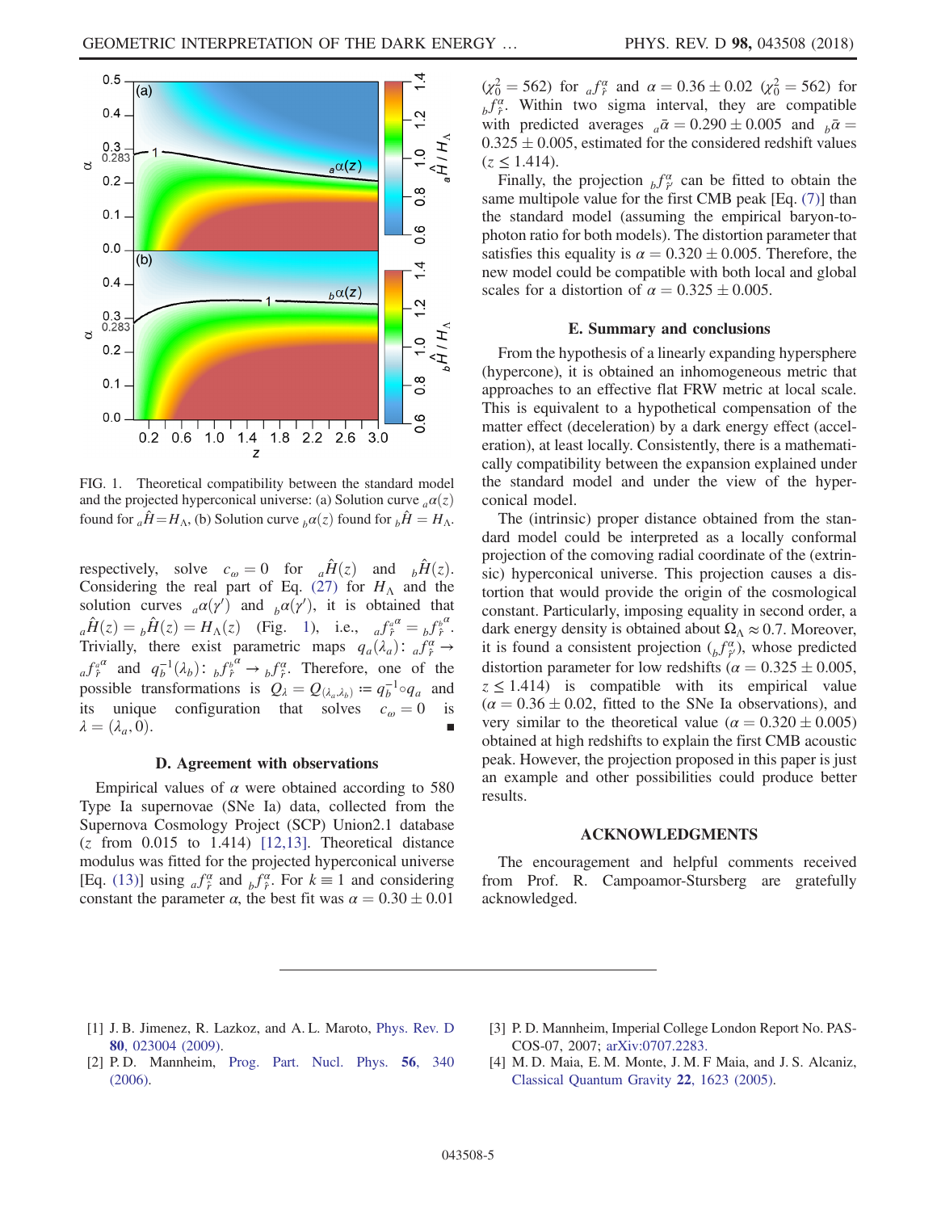FIG. 1. Theoretical compatibility between the standard model and the projected hyperconical universe: (a) Solution curve ${}_a\alpha(z)$ found for ${}_a\hat{H} = H_\Lambda$, (b) Solution curve ${}_b\alpha(z)$ found for ${}_b\hat{H} = H_\Lambda$.

respectively, solve $c_\omega = 0$ for ${}_a\hat{H}(z)$ and ${}_b\hat{H}(z)$. Considering the real part of Eq. (27) for $H_\Lambda$ and the solution curves ${}_a\alpha(\gamma')$ and ${}_b\alpha(\gamma')$, it is obtained that ${}_a\hat{H}(z) = {}_b\hat{H}(z) = H_\Lambda(z)$ (Fig. 1), i.e., ${}_a f_{\hat{r}}^{{}_a\alpha} = {}_b f_{\hat{r}}^{{}_b\alpha}$. Trivially, there exist parametric maps $q_a(\lambda_a)\colon {}_a f_{\hat{r}}^{\alpha} \to {}_a f_{\hat{r}}^{{}_a\alpha}$ and $q_b^{-1}(\lambda_b)\colon {}_b f_{\hat{r}}^{{}_b\alpha} \to {}_b f_{\hat{r}}^{\alpha}$. Therefore, one of the possible transformations is $Q_\lambda = Q_{(\lambda_a,\lambda_b)} \coloneqq q_b^{-1} \circ q_a$ and its unique configuration that solves $c_\omega = 0$ is $\lambda = (\lambda_a, 0)$. ∎

### D. Agreement with observations

Empirical values of $\alpha$ were obtained according to 580 Type Ia supernovae (SNe Ia) data, collected from the Supernova Cosmology Project (SCP) Union2.1 database ($z$ from 0.015 to 1.414) [12,13]. Theoretical distance modulus was fitted for the projected hyperconical universe [Eq. (13)] using ${}_a f_{\hat{r}}^{\alpha}$ and ${}_b f_{\hat{r}}^{\alpha}$. For $k \equiv 1$ and considering constant the parameter $\alpha$, the best fit was $\alpha = 0.30 \pm 0.01$ ($\chi_0^2 = 562$) for ${}_a f_{\hat{r}}^{\alpha}$ and $\alpha = 0.36 \pm 0.02$ ($\chi_0^2 = 562$) for ${}_b f_{\hat{r}}^{\alpha}$. Within two sigma interval, they are compatible with predicted averages ${}_a\bar{\alpha} = 0.290 \pm 0.005$ and ${}_b\bar{\alpha} = 0.325 \pm 0.005$, estimated for the considered redshift values ($z \leq 1.414$).

Finally, the projection ${}_b f_{\hat{r}'}^{\alpha}$ can be fitted to obtain the same multipole value for the first CMB peak [Eq. (7)] than the standard model (assuming the empirical baryon-to-photon ratio for both models). The distortion parameter that satisfies this equality is $\alpha = 0.320 \pm 0.005$. Therefore, the new model could be compatible with both local and global scales for a distortion of $\alpha = 0.325 \pm 0.005$.

### E. Summary and conclusions

From the hypothesis of a linearly expanding hypersphere (hypercone), it is obtained an inhomogeneous metric that approaches to an effective flat FRW metric at local scale. This is equivalent to a hypothetical compensation of the matter effect (deceleration) by a dark energy effect (acceleration), at least locally. Consistently, there is a mathematically compatibility between the expansion explained under the standard model and under the view of the hyperconical model.

The (intrinsic) proper distance obtained from the standard model could be interpreted as a locally conformal projection of the comoving radial coordinate of the (extrinsic) hyperconical universe. This projection causes a distortion that would provide the origin of the cosmological constant. Particularly, imposing equality in second order, a dark energy density is obtained about $\Omega_\Lambda \approx 0.7$. Moreover, it is found a consistent projection (${}_b f_{\hat{r}'}^{\alpha}$), whose predicted distortion parameter for low redshifts ($\alpha = 0.325 \pm 0.005$, $z \leq 1.414$) is compatible with its empirical value ($\alpha = 0.36 \pm 0.02$, fitted to the SNe Ia observations), and very similar to the theoretical value ($\alpha = 0.320 \pm 0.005$) obtained at high redshifts to explain the first CMB acoustic peak. However, the projection proposed in this paper is just an example and other possibilities could produce better results.

## ACKNOWLEDGMENTS

The encouragement and helpful comments received from Prof. R. Campoamor-Stursberg are gratefully acknowledged.

---

[1] J. B. Jimenez, R. Lazkoz, and A. L. Maroto, Phys. Rev. D 80, 023004 (2009).

[2] P. D. Mannheim, Prog. Part. Nucl. Phys. 56, 340 (2006).

[3] P. D. Mannheim, Imperial College London Report No. PAS-COS-07, 2007; arXiv:0707.2283.

[4] M. D. Maia, E. M. Monte, J. M. F Maia, and J. S. Alcaniz, Classical Quantum Gravity 22, 1623 (2005).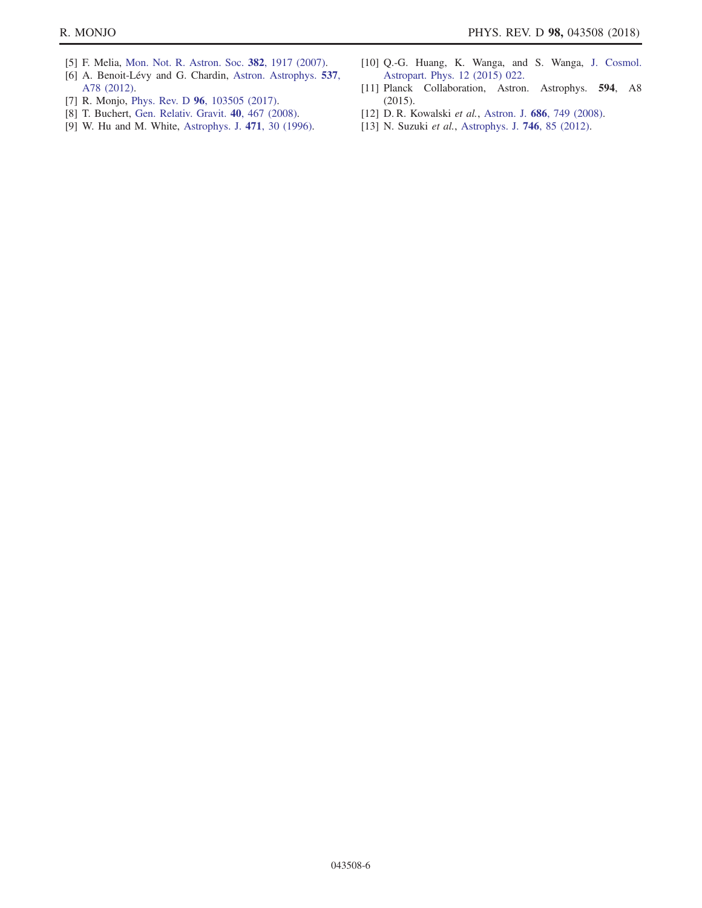[5] F. Melia, Mon. Not. R. Astron. Soc. **382**, 1917 (2007).

[6] A. Benoit-Lévy and G. Chardin, Astron. Astrophys. **537**, A78 (2012).

[7] R. Monjo, Phys. Rev. D **96**, 103505 (2017).

[8] T. Buchert, Gen. Relativ. Gravit. **40**, 467 (2008).

[9] W. Hu and M. White, Astrophys. J. **471**, 30 (1996).

[10] Q.-G. Huang, K. Wanga, and S. Wanga, J. Cosmol. Astropart. Phys. 12 (2015) 022.

[11] Planck Collaboration, Astron. Astrophys. **594**, A8 (2015).

[12] D. R. Kowalski *et al.*, Astron. J. **686**, 749 (2008).

[13] N. Suzuki *et al.*, Astrophys. J. **746**, 85 (2012).